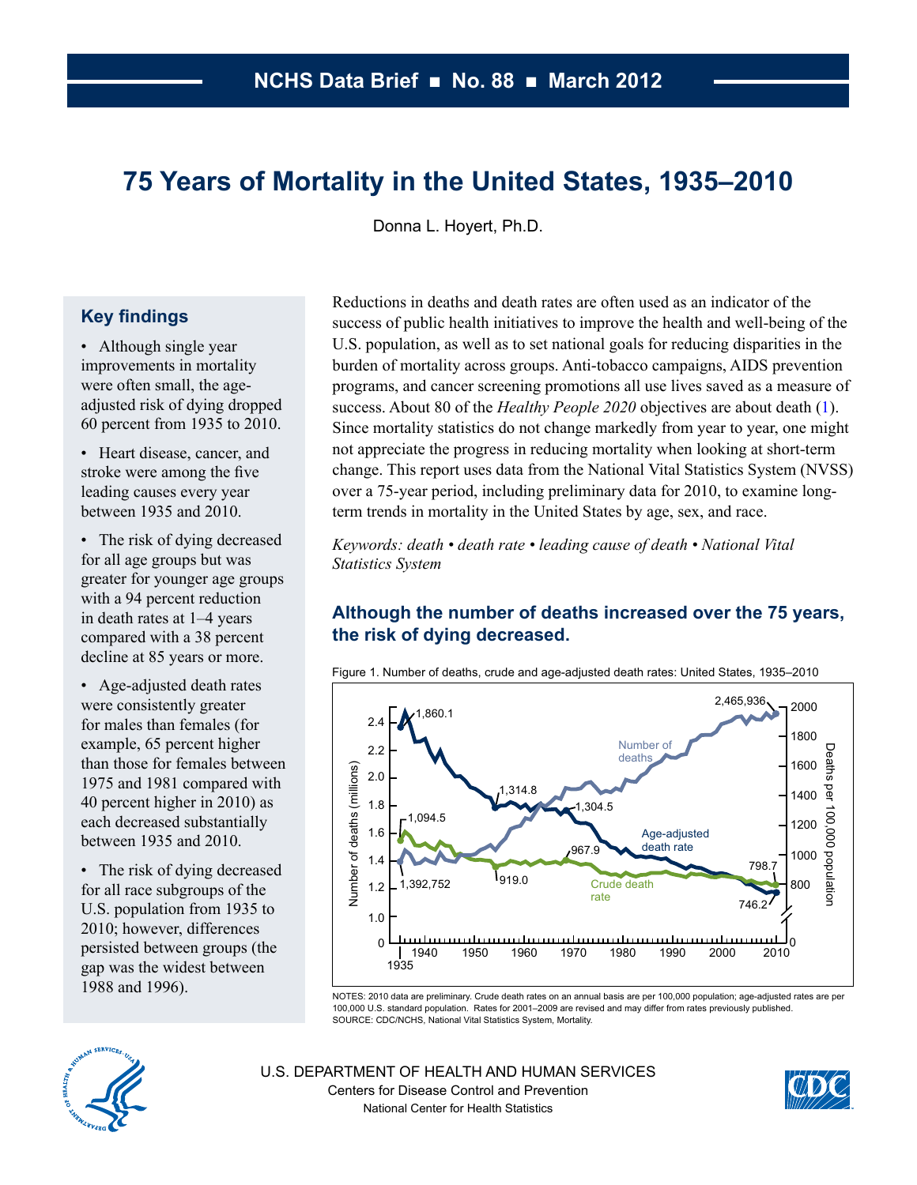NCHS Data Brief ■ No. 88 ■ March 2012

# 75 Years of Mortality in the United States, 1935–2010

Donna L. Hoyert, Ph.D.

## Key findings

- Although single year improvements in mortality were often small, the age-adjusted risk of dying dropped 60 percent from 1935 to 2010.
- Heart disease, cancer, and stroke were among the five leading causes every year between 1935 and 2010.
- The risk of dying decreased for all age groups but was greater for younger age groups with a 94 percent reduction in death rates at 1–4 years compared with a 38 percent decline at 85 years or more.
- Age-adjusted death rates were consistently greater for males than females (for example, 65 percent higher than those for females between 1975 and 1981 compared with 40 percent higher in 2010) as each decreased substantially between 1935 and 2010.
- The risk of dying decreased for all race subgroups of the U.S. population from 1935 to 2010; however, differences persisted between groups (the gap was the widest between 1988 and 1996).

Reductions in deaths and death rates are often used as an indicator of the success of public health initiatives to improve the health and well-being of the U.S. population, as well as to set national goals for reducing disparities in the burden of mortality across groups. Anti-tobacco campaigns, AIDS prevention programs, and cancer screening promotions all use lives saved as a measure of success. About 80 of the *Healthy People 2020* objectives are about death (1). Since mortality statistics do not change markedly from year to year, one might not appreciate the progress in reducing mortality when looking at short-term change. This report uses data from the National Vital Statistics System (NVSS) over a 75-year period, including preliminary data for 2010, to examine long-term trends in mortality in the United States by age, sex, and race.

*Keywords: death • death rate • leading cause of death • National Vital Statistics System*

### Although the number of deaths increased over the 75 years, the risk of dying decreased.

Figure 1. Number of deaths, crude and age-adjusted death rates: United States, 1935–2010

NOTES: 2010 data are preliminary. Crude death rates on an annual basis are per 100,000 population; age-adjusted rates are per 100,000 U.S. standard population. Rates for 2001–2009 are revised and may differ from rates previously published.
SOURCE: CDC/NCHS, National Vital Statistics System, Mortality.

U.S. DEPARTMENT OF HEALTH AND HUMAN SERVICES
Centers for Disease Control and Prevention
National Center for Health Statistics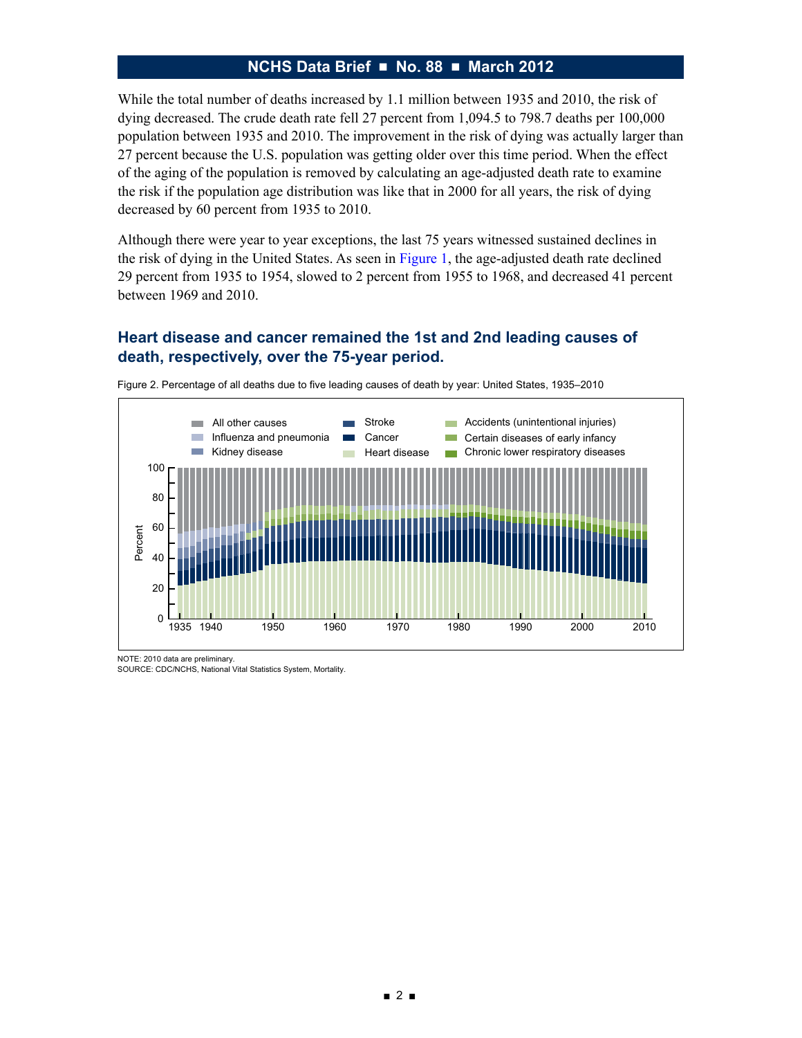While the total number of deaths increased by 1.1 million between 1935 and 2010, the risk of dying decreased. The crude death rate fell 27 percent from 1,094.5 to 798.7 deaths per 100,000 population between 1935 and 2010. The improvement in the risk of dying was actually larger than 27 percent because the U.S. population was getting older over this time period. When the effect of the aging of the population is removed by calculating an age-adjusted death rate to examine the risk if the population age distribution was like that in 2000 for all years, the risk of dying decreased by 60 percent from 1935 to 2010.

Although there were year to year exceptions, the last 75 years witnessed sustained declines in the risk of dying in the United States. As seen in Figure 1, the age-adjusted death rate declined 29 percent from 1935 to 1954, slowed to 2 percent from 1955 to 1968, and decreased 41 percent between 1969 and 2010.

## Heart disease and cancer remained the 1st and 2nd leading causes of death, respectively, over the 75-year period.

Figure 2. Percentage of all deaths due to five leading causes of death by year: United States, 1935–2010

NOTE: 2010 data are preliminary.
SOURCE: CDC/NCHS, National Vital Statistics System, Mortality.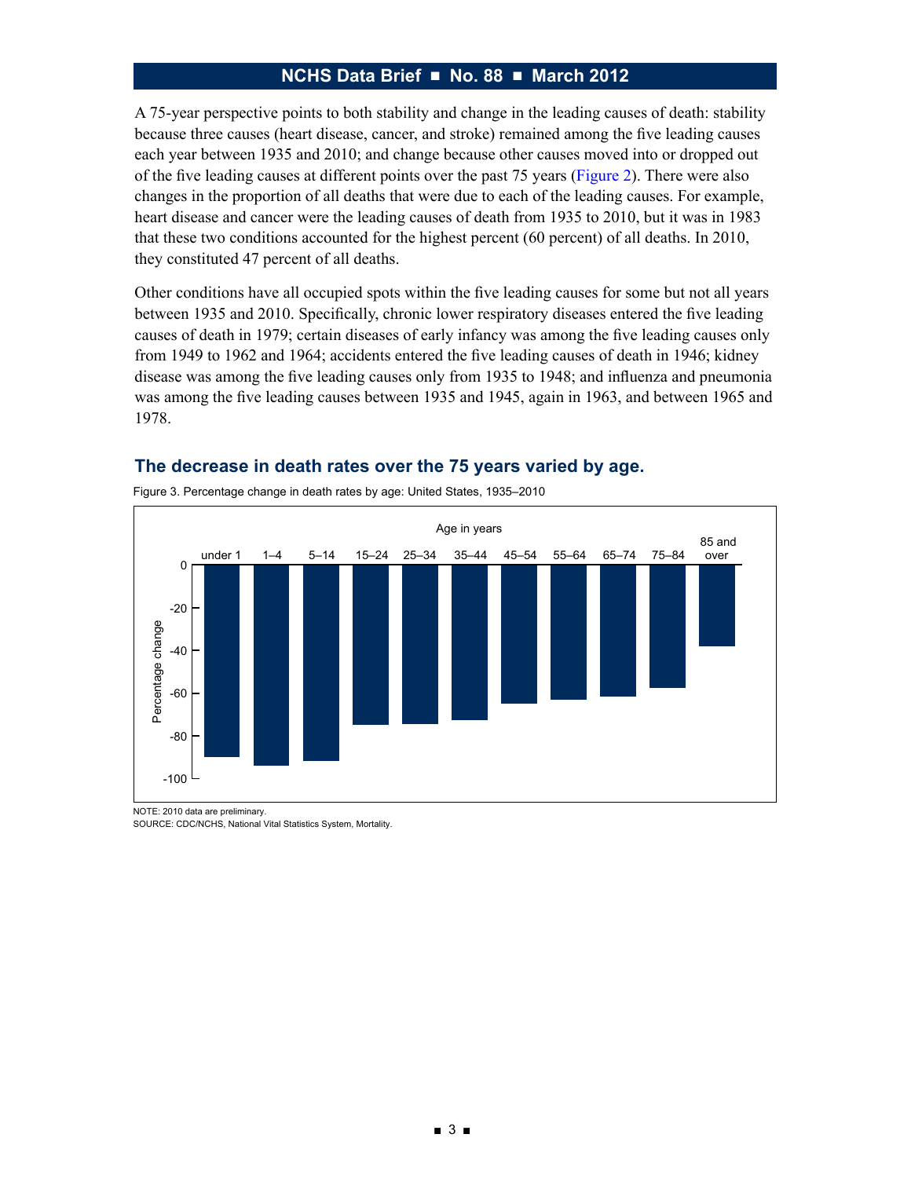A 75-year perspective points to both stability and change in the leading causes of death: stability because three causes (heart disease, cancer, and stroke) remained among the five leading causes each year between 1935 and 2010; and change because other causes moved into or dropped out of the five leading causes at different points over the past 75 years (Figure 2). There were also changes in the proportion of all deaths that were due to each of the leading causes. For example, heart disease and cancer were the leading causes of death from 1935 to 2010, but it was in 1983 that these two conditions accounted for the highest percent (60 percent) of all deaths. In 2010, they constituted 47 percent of all deaths.

Other conditions have all occupied spots within the five leading causes for some but not all years between 1935 and 2010. Specifically, chronic lower respiratory diseases entered the five leading causes of death in 1979; certain diseases of early infancy was among the five leading causes only from 1949 to 1962 and 1964; accidents entered the five leading causes of death in 1946; kidney disease was among the five leading causes only from 1935 to 1948; and influenza and pneumonia was among the five leading causes between 1935 and 1945, again in 1963, and between 1965 and 1978.

## The decrease in death rates over the 75 years varied by age.

Figure 3. Percentage change in death rates by age: United States, 1935–2010

Age in years: under 1, 1–4, 5–14, 15–24, 25–34, 35–44, 45–54, 55–64, 65–74, 75–84, 85 and over

Percentage change: 0, -20, -40, -60, -80, -100

NOTE: 2010 data are preliminary.
SOURCE: CDC/NCHS, National Vital Statistics System, Mortality.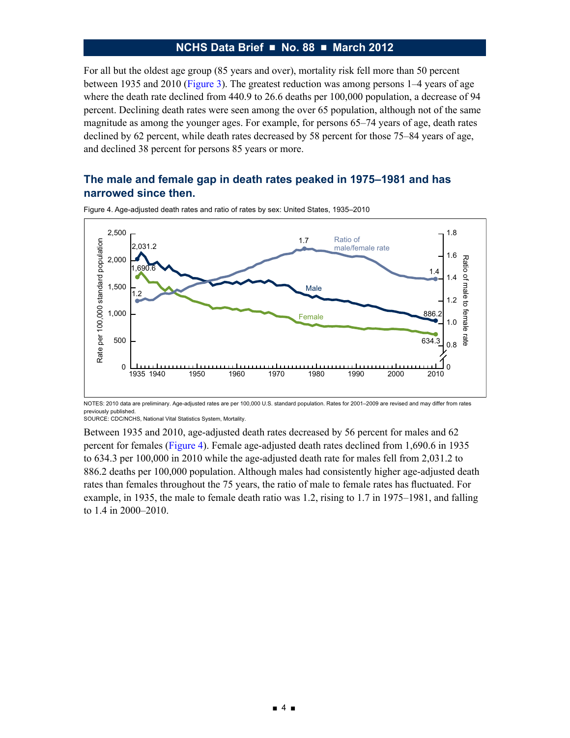For all but the oldest age group (85 years and over), mortality risk fell more than 50 percent between 1935 and 2010 (Figure 3). The greatest reduction was among persons 1–4 years of age where the death rate declined from 440.9 to 26.6 deaths per 100,000 population, a decrease of 94 percent. Declining death rates were seen among the over 65 population, although not of the same magnitude as among the younger ages. For example, for persons 65–74 years of age, death rates declined by 62 percent, while death rates decreased by 58 percent for those 75–84 years of age, and declined 38 percent for persons 85 years or more.

## The male and female gap in death rates peaked in 1975–1981 and has narrowed since then.

Figure 4. Age-adjusted death rates and ratio of rates by sex: United States, 1935–2010

NOTES: 2010 data are preliminary. Age-adjusted rates are per 100,000 U.S. standard population. Rates for 2001–2009 are revised and may differ from rates previously published.
SOURCE: CDC/NCHS, National Vital Statistics System, Mortality.

Between 1935 and 2010, age-adjusted death rates decreased by 56 percent for males and 62 percent for females (Figure 4). Female age-adjusted death rates declined from 1,690.6 in 1935 to 634.3 per 100,000 in 2010 while the age-adjusted death rate for males fell from 2,031.2 to 886.2 deaths per 100,000 population. Although males had consistently higher age-adjusted death rates than females throughout the 75 years, the ratio of male to female rates has fluctuated. For example, in 1935, the male to female death ratio was 1.2, rising to 1.7 in 1975–1981, and falling to 1.4 in 2000–2010.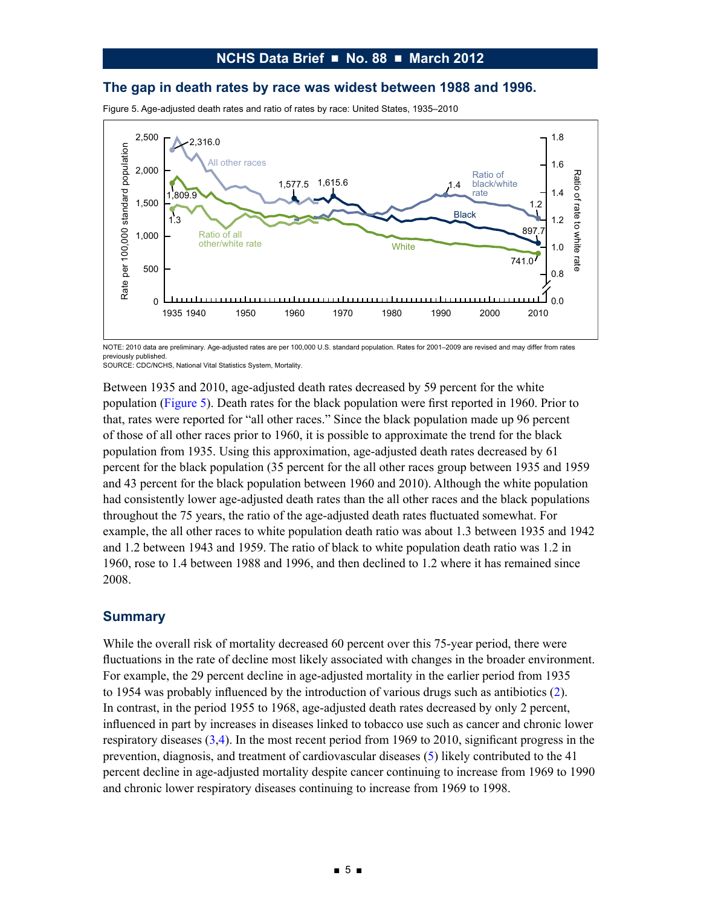## The gap in death rates by race was widest between 1988 and 1996.

Figure 5. Age-adjusted death rates and ratio of rates by race: United States, 1935–2010

NOTE: 2010 data are preliminary. Age-adjusted rates are per 100,000 U.S. standard population. Rates for 2001–2009 are revised and may differ from rates previously published.
SOURCE: CDC/NCHS, National Vital Statistics System, Mortality.

Between 1935 and 2010, age-adjusted death rates decreased by 59 percent for the white population (Figure 5). Death rates for the black population were first reported in 1960. Prior to that, rates were reported for "all other races." Since the black population made up 96 percent of those of all other races prior to 1960, it is possible to approximate the trend for the black population from 1935. Using this approximation, age-adjusted death rates decreased by 61 percent for the black population (35 percent for the all other races group between 1935 and 1959 and 43 percent for the black population between 1960 and 2010). Although the white population had consistently lower age-adjusted death rates than the all other races and the black populations throughout the 75 years, the ratio of the age-adjusted death rates fluctuated somewhat. For example, the all other races to white population death ratio was about 1.3 between 1935 and 1942 and 1.2 between 1943 and 1959. The ratio of black to white population death ratio was 1.2 in 1960, rose to 1.4 between 1988 and 1996, and then declined to 1.2 where it has remained since 2008.

## Summary

While the overall risk of mortality decreased 60 percent over this 75-year period, there were fluctuations in the rate of decline most likely associated with changes in the broader environment. For example, the 29 percent decline in age-adjusted mortality in the earlier period from 1935 to 1954 was probably influenced by the introduction of various drugs such as antibiotics (2). In contrast, in the period 1955 to 1968, age-adjusted death rates decreased by only 2 percent, influenced in part by increases in diseases linked to tobacco use such as cancer and chronic lower respiratory diseases (3,4). In the most recent period from 1969 to 2010, significant progress in the prevention, diagnosis, and treatment of cardiovascular diseases (5) likely contributed to the 41 percent decline in age-adjusted mortality despite cancer continuing to increase from 1969 to 1990 and chronic lower respiratory diseases continuing to increase from 1969 to 1998.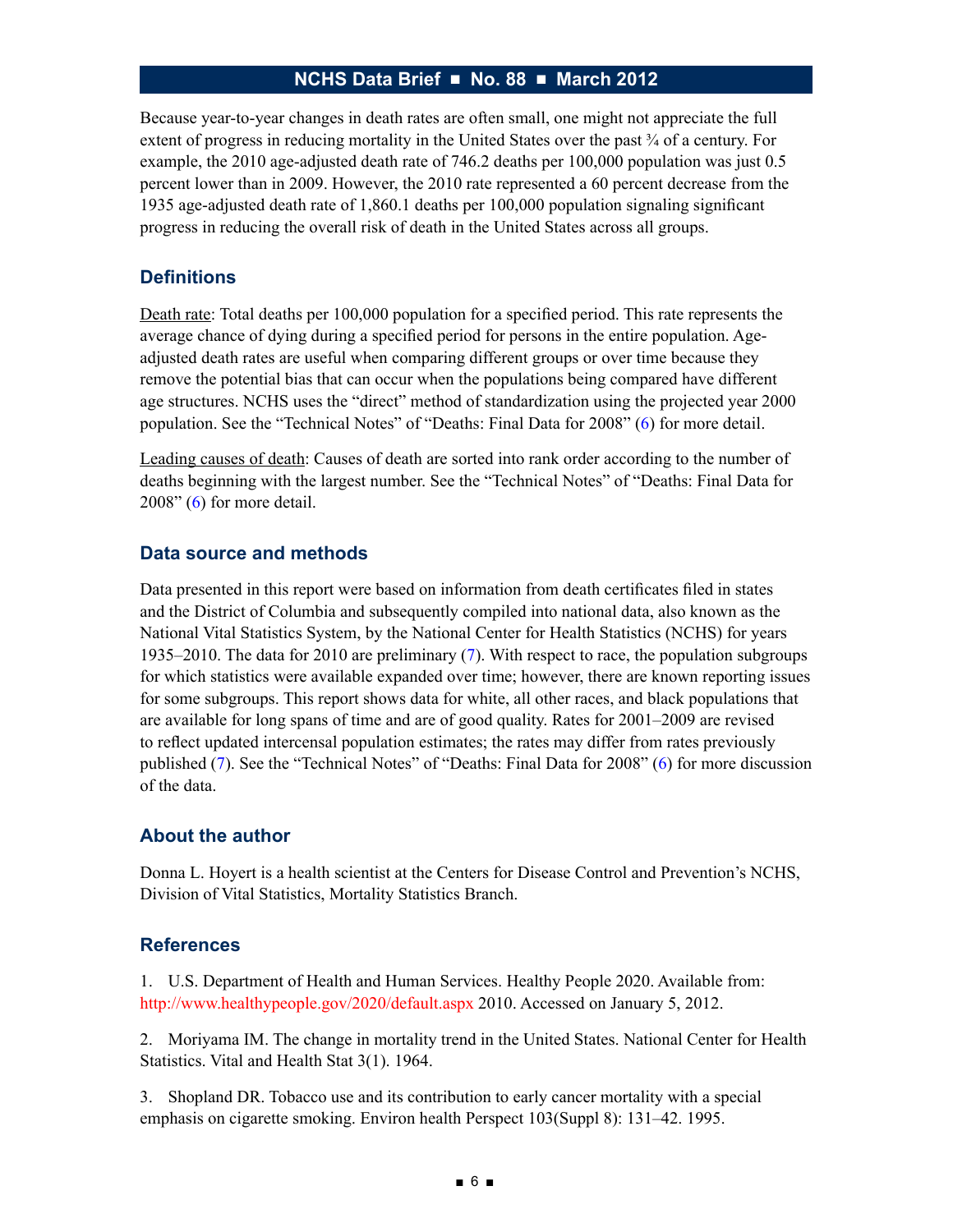Because year-to-year changes in death rates are often small, one might not appreciate the full extent of progress in reducing mortality in the United States over the past ¾ of a century. For example, the 2010 age-adjusted death rate of 746.2 deaths per 100,000 population was just 0.5 percent lower than in 2009. However, the 2010 rate represented a 60 percent decrease from the 1935 age-adjusted death rate of 1,860.1 deaths per 100,000 population signaling significant progress in reducing the overall risk of death in the United States across all groups.

## Definitions

Death rate: Total deaths per 100,000 population for a specified period. This rate represents the average chance of dying during a specified period for persons in the entire population. Age-adjusted death rates are useful when comparing different groups or over time because they remove the potential bias that can occur when the populations being compared have different age structures. NCHS uses the "direct" method of standardization using the projected year 2000 population. See the "Technical Notes" of "Deaths: Final Data for 2008" (6) for more detail.

Leading causes of death: Causes of death are sorted into rank order according to the number of deaths beginning with the largest number. See the "Technical Notes" of "Deaths: Final Data for 2008" (6) for more detail.

## Data source and methods

Data presented in this report were based on information from death certificates filed in states and the District of Columbia and subsequently compiled into national data, also known as the National Vital Statistics System, by the National Center for Health Statistics (NCHS) for years 1935–2010. The data for 2010 are preliminary (7). With respect to race, the population subgroups for which statistics were available expanded over time; however, there are known reporting issues for some subgroups. This report shows data for white, all other races, and black populations that are available for long spans of time and are of good quality. Rates for 2001–2009 are revised to reflect updated intercensal population estimates; the rates may differ from rates previously published (7). See the "Technical Notes" of "Deaths: Final Data for 2008" (6) for more discussion of the data.

## About the author

Donna L. Hoyert is a health scientist at the Centers for Disease Control and Prevention's NCHS, Division of Vital Statistics, Mortality Statistics Branch.

## References

1. U.S. Department of Health and Human Services. Healthy People 2020. Available from: http://www.healthypeople.gov/2020/default.aspx 2010. Accessed on January 5, 2012.

2. Moriyama IM. The change in mortality trend in the United States. National Center for Health Statistics. Vital and Health Stat 3(1). 1964.

3. Shopland DR. Tobacco use and its contribution to early cancer mortality with a special emphasis on cigarette smoking. Environ health Perspect 103(Suppl 8): 131–42. 1995.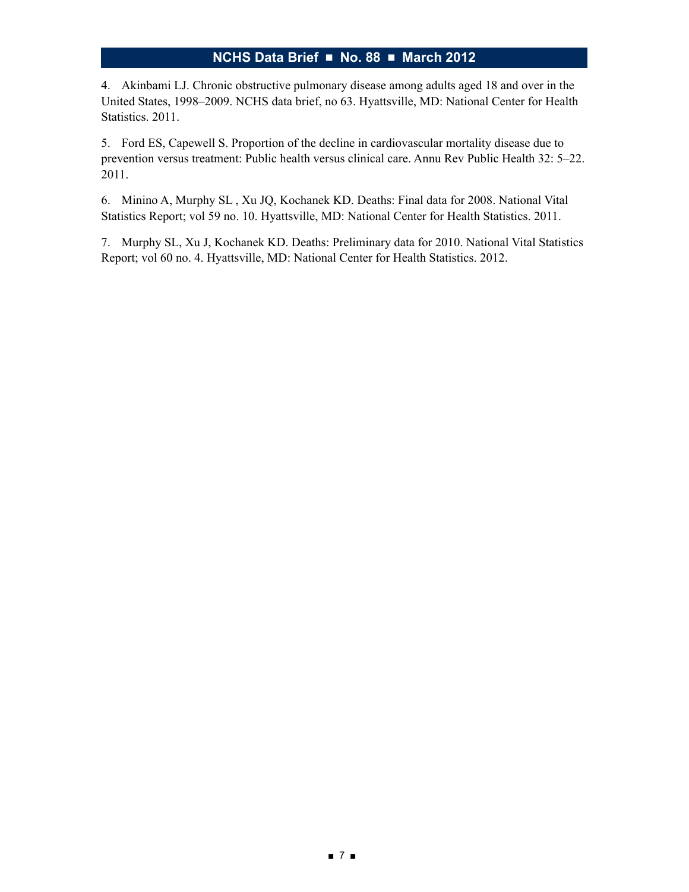4. Akinbami LJ. Chronic obstructive pulmonary disease among adults aged 18 and over in the United States, 1998–2009. NCHS data brief, no 63. Hyattsville, MD: National Center for Health Statistics. 2011.

5. Ford ES, Capewell S. Proportion of the decline in cardiovascular mortality disease due to prevention versus treatment: Public health versus clinical care. Annu Rev Public Health 32: 5–22. 2011.

6. Minino A, Murphy SL , Xu JQ, Kochanek KD. Deaths: Final data for 2008. National Vital Statistics Report; vol 59 no. 10. Hyattsville, MD: National Center for Health Statistics. 2011.

7. Murphy SL, Xu J, Kochanek KD. Deaths: Preliminary data for 2010. National Vital Statistics Report; vol 60 no. 4. Hyattsville, MD: National Center for Health Statistics. 2012.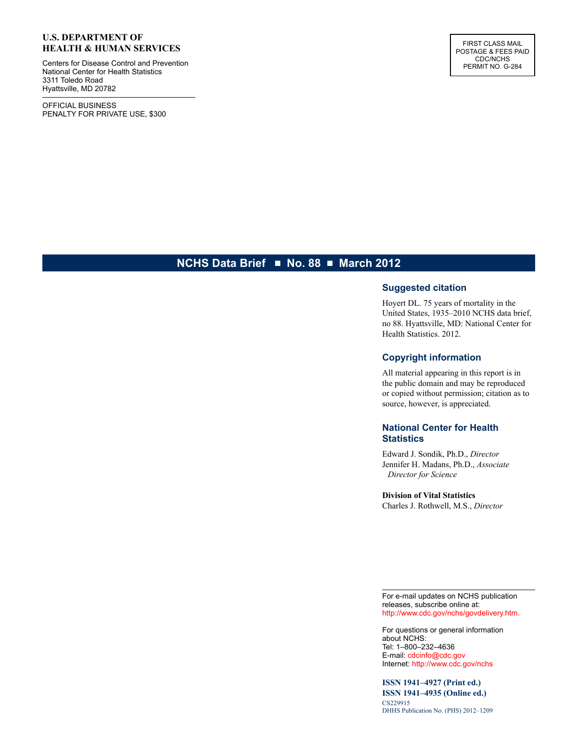**U.S. DEPARTMENT OF HEALTH & HUMAN SERVICES**

Centers for Disease Control and Prevention
National Center for Health Statistics
3311 Toledo Road
Hyattsville, MD 20782

OFFICIAL BUSINESS
PENALTY FOR PRIVATE USE, $300

FIRST CLASS MAIL
POSTAGE & FEES PAID
CDC/NCHS
PERMIT NO. G-284

**NCHS Data Brief ■ No. 88 ■ March 2012**

## Suggested citation

Hoyert DL. 75 years of mortality in the United States, 1935–2010 NCHS data brief, no 88. Hyattsville, MD: National Center for Health Statistics. 2012.

## Copyright information

All material appearing in this report is in the public domain and may be reproduced or copied without permission; citation as to source, however, is appreciated.

## National Center for Health Statistics

Edward J. Sondik, Ph.D., *Director*
Jennifer H. Madans, Ph.D., *Associate Director for Science*

**Division of Vital Statistics**
Charles J. Rothwell, M.S., *Director*

For e-mail updates on NCHS publication releases, subscribe online at: http://www.cdc.gov/nchs/govdelivery.htm.

For questions or general information about NCHS:
Tel: 1–800–232–4636
E-mail: cdcinfo@cdc.gov
Internet: http://www.cdc.gov/nchs

**ISSN 1941–4927 (Print ed.)**
**ISSN 1941–4935 (Online ed.)**
CS229915
DHHS Publication No. (PHS) 2012–1209